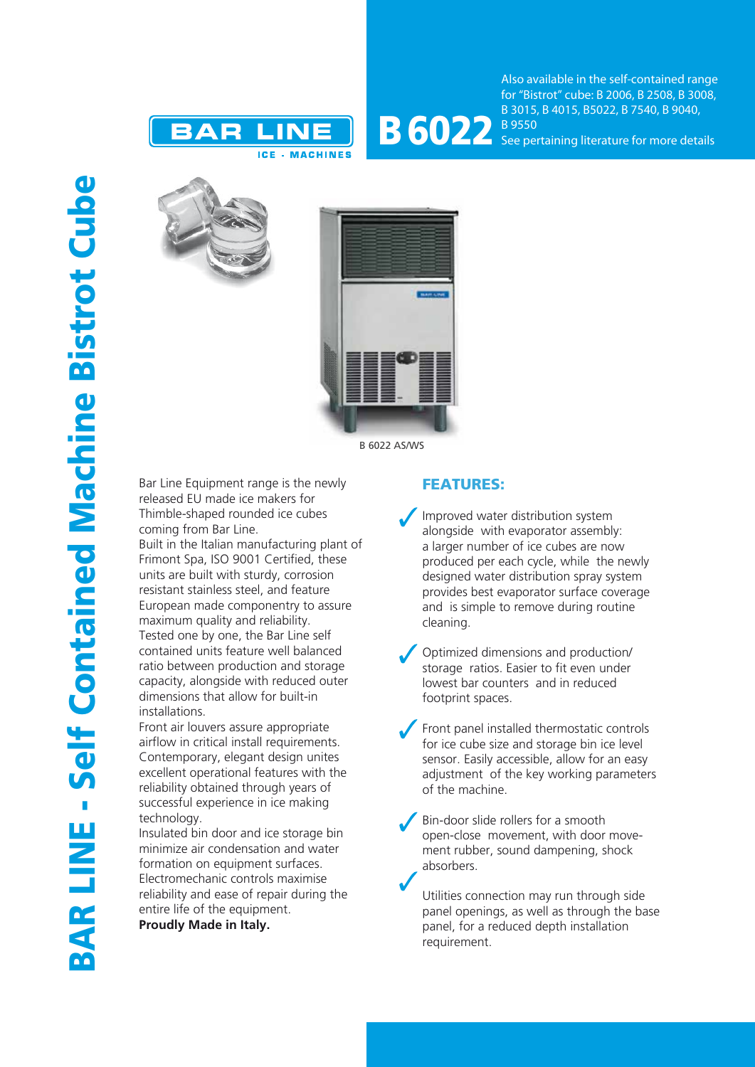# BAR LINE - Self Contained Machine Bistrot Cube

BAR LINE

ICE - MACHINES

# B 6022

Also available in the self-contained range for "Bistrot" cube: B 2006, B 2508, B 3008, B 3015, B 4015, B5022, B 7540, B 9040, B 9550

See pertaining literature for more details

B 6022 AS/WS

Bar Line Equipment range is the newly released EU made ice makers for Thimble-shaped rounded ice cubes coming from Bar Line.

Built in the Italian manufacturing plant of Frimont Spa, ISO 9001 Certified, these units are built with sturdy, corrosion resistant stainless steel, and feature European made componentry to assure maximum quality and reliability.

Tested one by one, the Bar Line self contained units feature well balanced ratio between production and storage capacity, alongside with reduced outer dimensions that allow for built-in installations.

Front air louvers assure appropriate airflow in critical install requirements.

Contemporary, elegant design unites excellent operational features with the reliability obtained through years of successful experience in ice making technology.

Insulated bin door and ice storage bin minimize air condensation and water formation on equipment surfaces.

Electromechanic controls maximise reliability and ease of repair during the entire life of the equipment.

**Proudly Made in Italy.**

## FEATURES:

- ✓ Improved water distribution system alongside with evaporator assembly: a larger number of ice cubes are now produced per each cycle, while the newly designed water distribution spray system provides best evaporator surface coverage and is simple to remove during routine cleaning.
- ✓ Optimized dimensions and production/ storage ratios. Easier to fit even under lowest bar counters and in reduced footprint spaces.
- ✓ Front panel installed thermostatic controls for ice cube size and storage bin ice level sensor. Easily accessible, allow for an easy adjustment of the key working parameters of the machine.
- ✓ Bin-door slide rollers for a smooth open-close movement, with door movement rubber, sound dampening, shock absorbers.
- ✓ Utilities connection may run through side panel openings, as well as through the base panel, for a reduced depth installation requirement.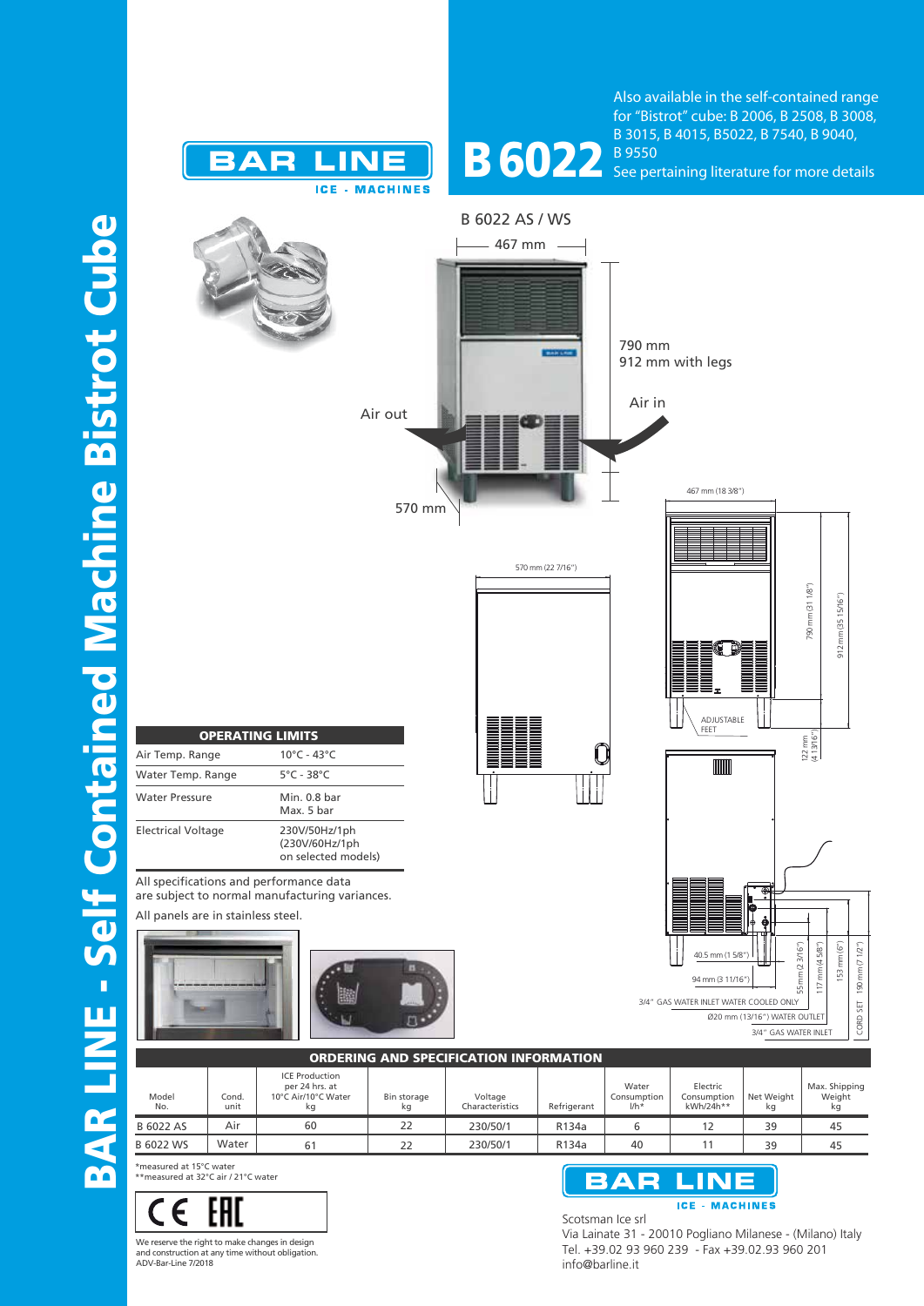# BAR LINE - Self Contained Machine Bistrot Cube

BAR LINE
ICE - MACHINES

# B 6022

Also available in the self-contained range for "Bistrot" cube: B 2006, B 2508, B 3008, B 3015, B 4015, B5022, B 7540, B 9040, B 9550
See pertaining literature for more details

## B 6022 AS / WS

467 mm
790 mm
912 mm with legs
Air in
Air out
570 mm

467 mm (18 3/8")
570 mm (22 7/16")
790 mm (31 1/8")
912 mm (35 15/16")
ADJUSTABLE FEET
122 mm (4 13/16")
40.5 mm (1 5/8")
94 mm (3 11/16")
55 mm (2 3/16")
117 mm (4 5/8")
153 mm (6")
190 mm (7 1/2")
CORD SET
3/4" GAS WATER INLET WATER COOLED ONLY
Ø20 mm (13/16") WATER OUTLET
3/4" GAS WATER INLET

| OPERATING LIMITS | |
|---|---|
| Air Temp. Range | 10°C - 43°C |
| Water Temp. Range | 5°C - 38°C |
| Water Pressure | Min. 0.8 bar<br>Max. 5 bar |
| Electrical Voltage | 230V/50Hz/1ph<br>(230V/60Hz/1ph<br>on selected models) |

All specifications and performance data are subject to normal manufacturing variances.

All panels are in stainless steel.

## ORDERING AND SPECIFICATION INFORMATION

| Model No. | Cond. unit | ICE Production per 24 hrs. at 10°C Air/10°C Water kg | Bin storage kg | Voltage Characteristics | Refrigerant | Water Consumption l/h* | Electric Consumption kWh/24h** | Net Weight kg | Max. Shipping Weight kg |
|---|---|---|---|---|---|---|---|---|---|
| B 6022 AS | Air | 60 | 22 | 230/50/1 | R134a | 6 | 12 | 39 | 45 |
| B 6022 WS | Water | 61 | 22 | 230/50/1 | R134a | 40 | 11 | 39 | 45 |

*measured at 15°C water
**measured at 32°C air / 21°C water

CE EAC

We reserve the right to make changes in design and construction at any time without obligation.
ADV-Bar-Line 7/2018

BAR LINE
ICE - MACHINES

Scotsman Ice srl
Via Lainate 31 - 20010 Pogliano Milanese - (Milano) Italy
Tel. +39.02 93 960 239 - Fax +39.02.93 960 201
info@barline.it